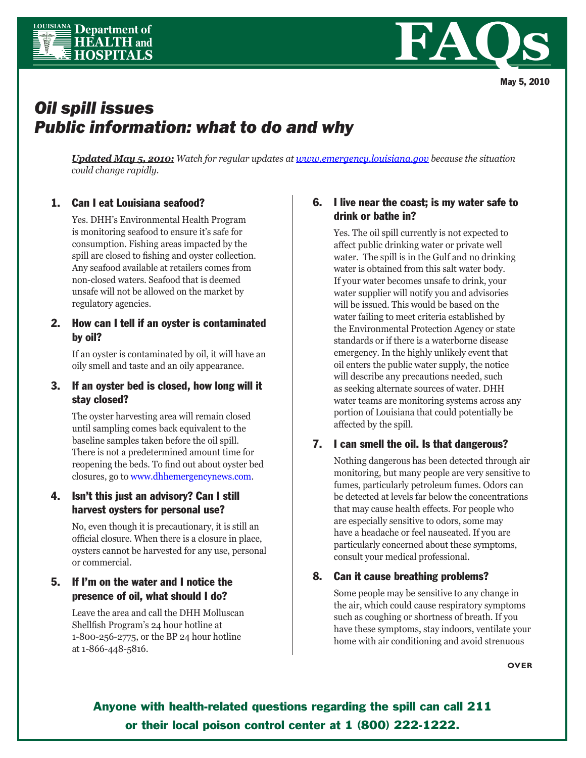Louisiana Department of Health and Hospitals

# FAQs

May 5, 2010

## *Oil spill issues*
## *Public information: what to do and why*

***Updated May 5, 2010:*** *Watch for regular updates at [www.emergency.louisiana.gov](www.emergency.louisiana.gov) because the situation could change rapidly.*

### 1. Can I eat Louisiana seafood?

Yes. DHH's Environmental Health Program is monitoring seafood to ensure it's safe for consumption. Fishing areas impacted by the spill are closed to fishing and oyster collection. Any seafood available at retailers comes from non-closed waters. Seafood that is deemed unsafe will not be allowed on the market by regulatory agencies.

### 2. How can I tell if an oyster is contaminated by oil?

If an oyster is contaminated by oil, it will have an oily smell and taste and an oily appearance.

### 3. If an oyster bed is closed, how long will it stay closed?

The oyster harvesting area will remain closed until sampling comes back equivalent to the baseline samples taken before the oil spill. There is not a predetermined amount time for reopening the beds. To find out about oyster bed closures, go to www.dhhemergencynews.com.

### 4. Isn't this just an advisory? Can I still harvest oysters for personal use?

No, even though it is precautionary, it is still an official closure. When there is a closure in place, oysters cannot be harvested for any use, personal or commercial.

### 5. If I'm on the water and I notice the presence of oil, what should I do?

Leave the area and call the DHH Molluscan Shellfish Program's 24 hour hotline at 1-800-256-2775, or the BP 24 hour hotline at 1-866-448-5816.

### 6. I live near the coast; is my water safe to drink or bathe in?

Yes. The oil spill currently is not expected to affect public drinking water or private well water. The spill is in the Gulf and no drinking water is obtained from this salt water body. If your water becomes unsafe to drink, your water supplier will notify you and advisories will be issued. This would be based on the water failing to meet criteria established by the Environmental Protection Agency or state standards or if there is a waterborne disease emergency. In the highly unlikely event that oil enters the public water supply, the notice will describe any precautions needed, such as seeking alternate sources of water. DHH water teams are monitoring systems across any portion of Louisiana that could potentially be affected by the spill.

### 7. I can smell the oil. Is that dangerous?

Nothing dangerous has been detected through air monitoring, but many people are very sensitive to fumes, particularly petroleum fumes. Odors can be detected at levels far below the concentrations that may cause health effects. For people who are especially sensitive to odors, some may have a headache or feel nauseated. If you are particularly concerned about these symptoms, consult your medical professional.

### 8. Can it cause breathing problems?

Some people may be sensitive to any change in the air, which could cause respiratory symptoms such as coughing or shortness of breath. If you have these symptoms, stay indoors, ventilate your home with air conditioning and avoid strenuous

OVER

**Anyone with health-related questions regarding the spill can call 211 or their local poison control center at 1 (800) 222-1222.**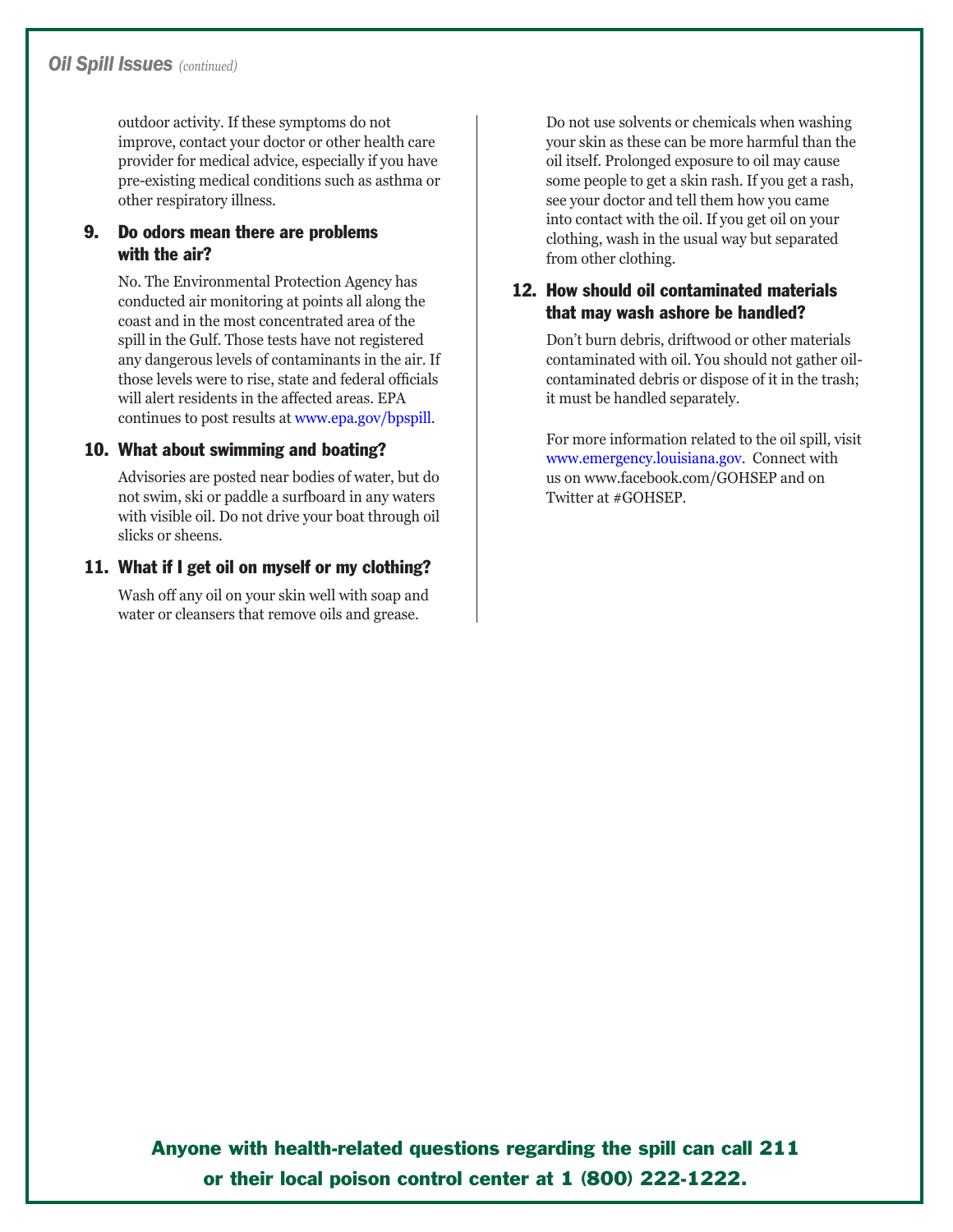outdoor activity. If these symptoms do not improve, contact your doctor or other health care provider for medical advice, especially if you have pre-existing medical conditions such as asthma or other respiratory illness.

### 9. Do odors mean there are problems with the air?

No. The Environmental Protection Agency has conducted air monitoring at points all along the coast and in the most concentrated area of the spill in the Gulf. Those tests have not registered any dangerous levels of contaminants in the air. If those levels were to rise, state and federal officials will alert residents in the affected areas. EPA continues to post results at www.epa.gov/bpspill.

### 10. What about swimming and boating?

Advisories are posted near bodies of water, but do not swim, ski or paddle a surfboard in any waters with visible oil. Do not drive your boat through oil slicks or sheens.

### 11. What if I get oil on myself or my clothing?

Wash off any oil on your skin well with soap and water or cleansers that remove oils and grease. Do not use solvents or chemicals when washing your skin as these can be more harmful than the oil itself. Prolonged exposure to oil may cause some people to get a skin rash. If you get a rash, see your doctor and tell them how you came into contact with the oil. If you get oil on your clothing, wash in the usual way but separated from other clothing.

### 12. How should oil contaminated materials that may wash ashore be handled?

Don't burn debris, driftwood or other materials contaminated with oil. You should not gather oil-contaminated debris or dispose of it in the trash; it must be handled separately.

For more information related to the oil spill, visit www.emergency.louisiana.gov. Connect with us on www.facebook.com/GOHSEP and on Twitter at #GOHSEP.

**Anyone with health-related questions regarding the spill can call 211 or their local poison control center at 1 (800) 222-1222.**